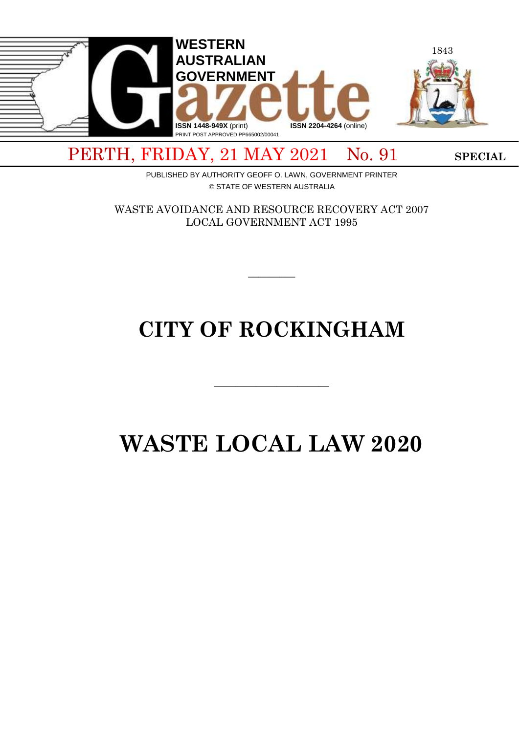# WESTERN AUSTRALIAN GOVERNMENT Gazette

ISSN 1448-949X (print) ISSN 2204-4264 (online)
PRINT POST APPROVED PP665002/00041

1843

PERTH, FRIDAY, 21 MAY 2021 No. 91 **SPECIAL**

PUBLISHED BY AUTHORITY GEOFF O. LAWN, GOVERNMENT PRINTER
© STATE OF WESTERN AUSTRALIA

WASTE AVOIDANCE AND RESOURCE RECOVERY ACT 2007
LOCAL GOVERNMENT ACT 1995

———

# CITY OF ROCKINGHAM

———

# WASTE LOCAL LAW 2020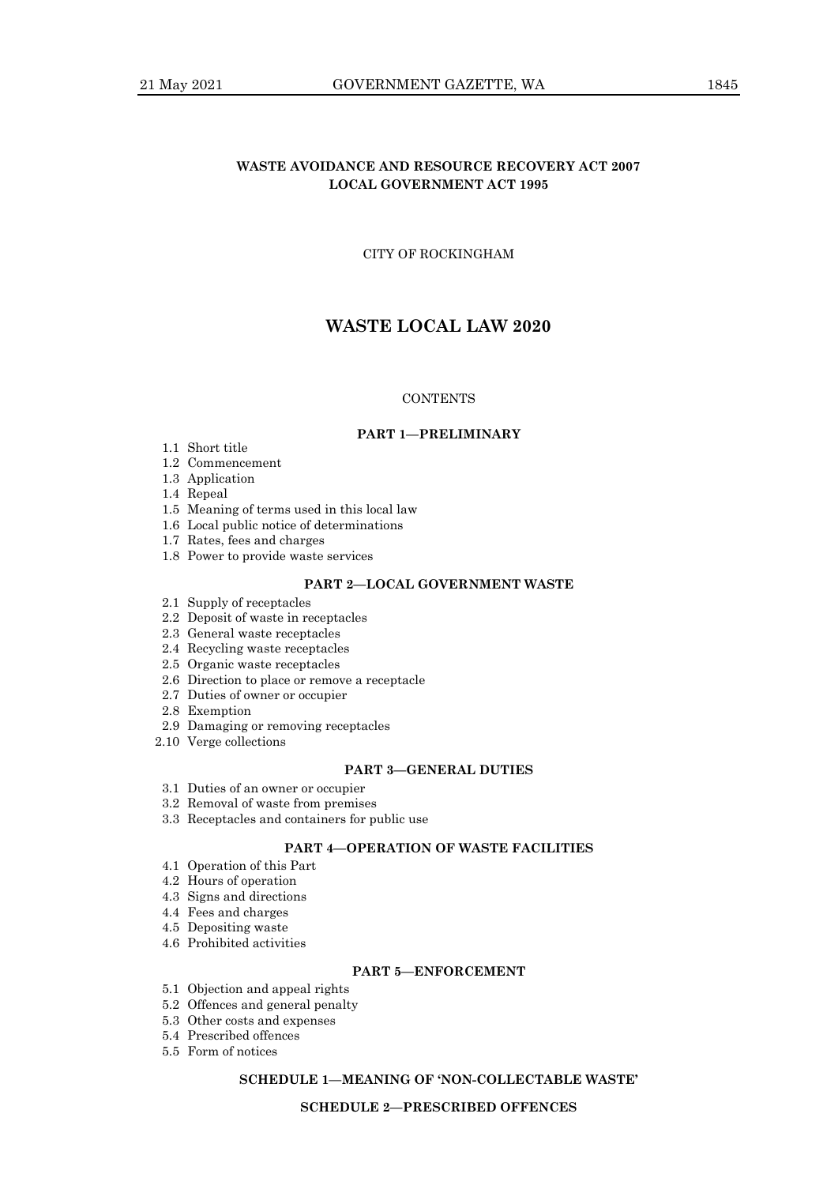**WASTE AVOIDANCE AND RESOURCE RECOVERY ACT 2007**
**LOCAL GOVERNMENT ACT 1995**

CITY OF ROCKINGHAM

# WASTE LOCAL LAW 2020

CONTENTS

### PART 1—PRELIMINARY

1.1 Short title
1.2 Commencement
1.3 Application
1.4 Repeal
1.5 Meaning of terms used in this local law
1.6 Local public notice of determinations
1.7 Rates, fees and charges
1.8 Power to provide waste services

### PART 2—LOCAL GOVERNMENT WASTE

2.1 Supply of receptacles
2.2 Deposit of waste in receptacles
2.3 General waste receptacles
2.4 Recycling waste receptacles
2.5 Organic waste receptacles
2.6 Direction to place or remove a receptacle
2.7 Duties of owner or occupier
2.8 Exemption
2.9 Damaging or removing receptacles
2.10 Verge collections

### PART 3—GENERAL DUTIES

3.1 Duties of an owner or occupier
3.2 Removal of waste from premises
3.3 Receptacles and containers for public use

### PART 4—OPERATION OF WASTE FACILITIES

4.1 Operation of this Part
4.2 Hours of operation
4.3 Signs and directions
4.4 Fees and charges
4.5 Depositing waste
4.6 Prohibited activities

### PART 5—ENFORCEMENT

5.1 Objection and appeal rights
5.2 Offences and general penalty
5.3 Other costs and expenses
5.4 Prescribed offences
5.5 Form of notices

### SCHEDULE 1—MEANING OF 'NON-COLLECTABLE WASTE'

### SCHEDULE 2—PRESCRIBED OFFENCES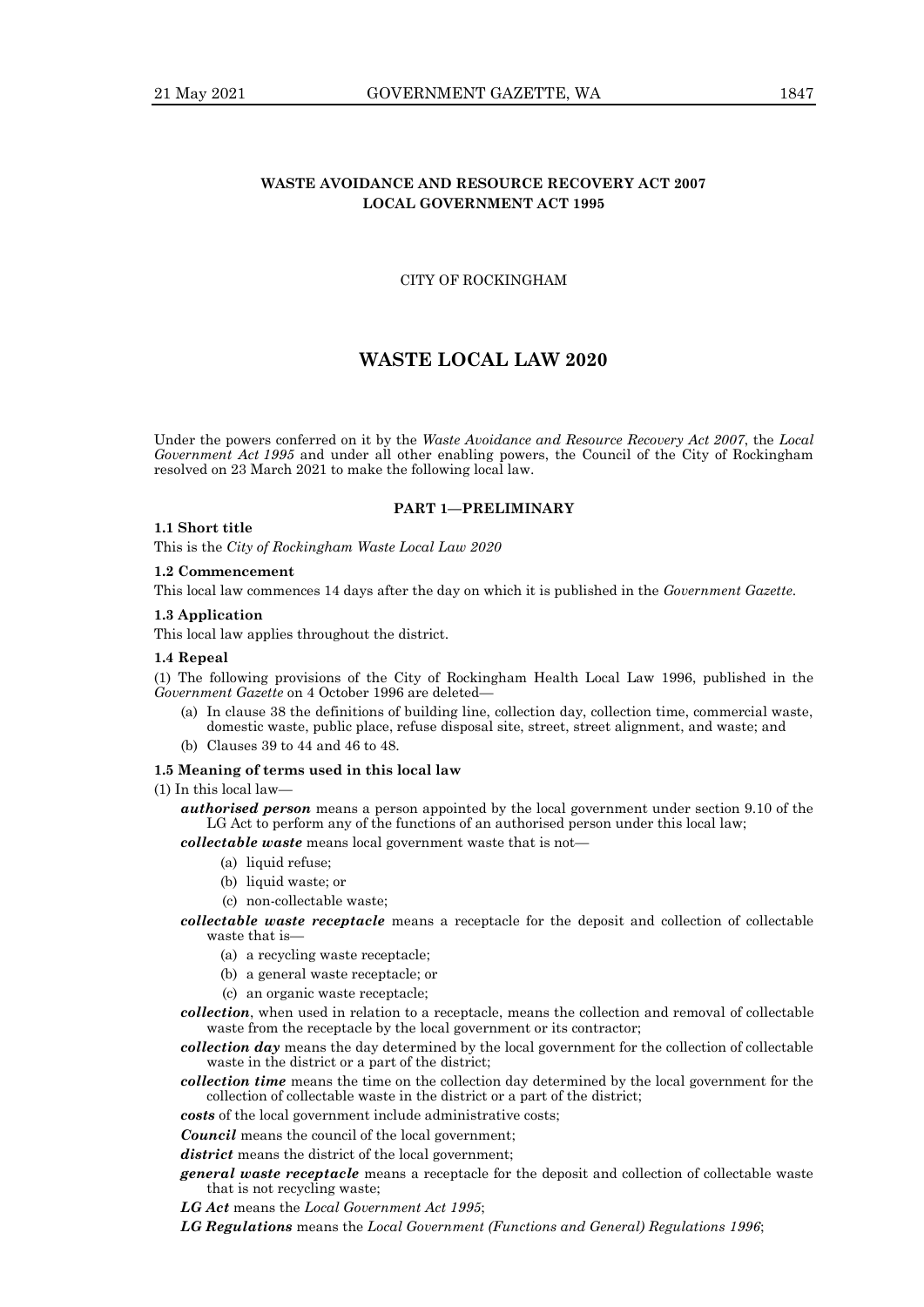**WASTE AVOIDANCE AND RESOURCE RECOVERY ACT 2007**
**LOCAL GOVERNMENT ACT 1995**

CITY OF ROCKINGHAM

# WASTE LOCAL LAW 2020

Under the powers conferred on it by the *Waste Avoidance and Resource Recovery Act 2007*, the *Local Government Act 1995* and under all other enabling powers, the Council of the City of Rockingham resolved on 23 March 2021 to make the following local law.

## PART 1—PRELIMINARY

**1.1 Short title**

This is the *City of Rockingham Waste Local Law 2020*

**1.2 Commencement**

This local law commences 14 days after the day on which it is published in the *Government Gazette*.

**1.3 Application**

This local law applies throughout the district.

**1.4 Repeal**

(1) The following provisions of the City of Rockingham Health Local Law 1996, published in the *Government Gazette* on 4 October 1996 are deleted—

(a) In clause 38 the definitions of building line, collection day, collection time, commercial waste, domestic waste, public place, refuse disposal site, street, street alignment, and waste; and

(b) Clauses 39 to 44 and 46 to 48.

**1.5 Meaning of terms used in this local law**

(1) In this local law—

***authorised person*** means a person appointed by the local government under section 9.10 of the LG Act to perform any of the functions of an authorised person under this local law;

***collectable waste*** means local government waste that is not—

(a) liquid refuse;

(b) liquid waste; or

(c) non-collectable waste;

***collectable waste receptacle*** means a receptacle for the deposit and collection of collectable waste that is—

(a) a recycling waste receptacle;

(b) a general waste receptacle; or

(c) an organic waste receptacle;

***collection***, when used in relation to a receptacle, means the collection and removal of collectable waste from the receptacle by the local government or its contractor;

***collection day*** means the day determined by the local government for the collection of collectable waste in the district or a part of the district;

***collection time*** means the time on the collection day determined by the local government for the collection of collectable waste in the district or a part of the district;

***costs*** of the local government include administrative costs;

***Council*** means the council of the local government;

***district*** means the district of the local government;

***general waste receptacle*** means a receptacle for the deposit and collection of collectable waste that is not recycling waste;

***LG Act*** means the *Local Government Act 1995*;

***LG Regulations*** means the *Local Government (Functions and General) Regulations 1996*;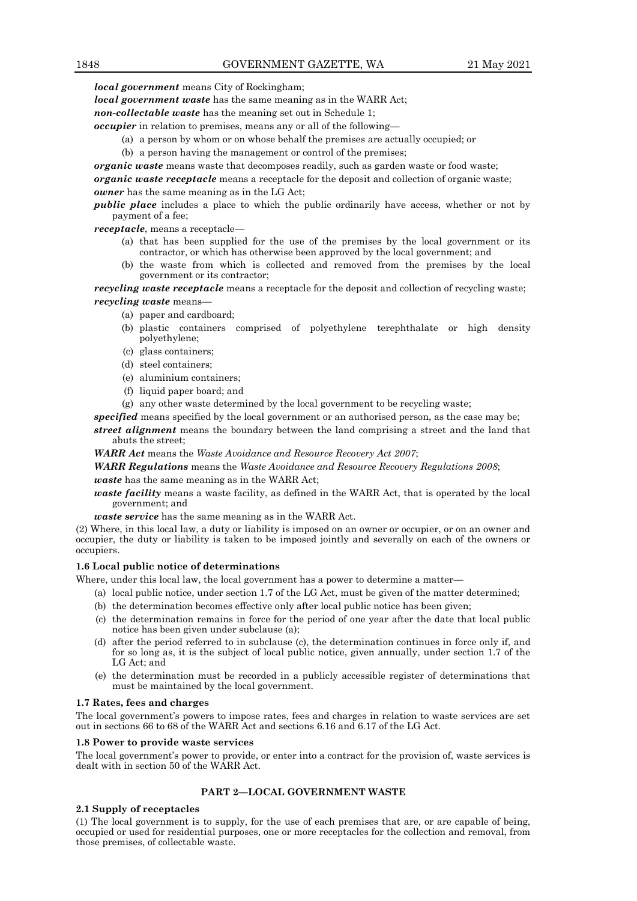***local government*** means City of Rockingham;

***local government waste*** has the same meaning as in the WARR Act;

***non-collectable waste*** has the meaning set out in Schedule 1;

***occupier*** in relation to premises, means any or all of the following—

- (a) a person by whom or on whose behalf the premises are actually occupied; or
- (b) a person having the management or control of the premises;

***organic waste*** means waste that decomposes readily, such as garden waste or food waste;

***organic waste receptacle*** means a receptacle for the deposit and collection of organic waste;

***owner*** has the same meaning as in the LG Act;

***public place*** includes a place to which the public ordinarily have access, whether or not by payment of a fee;

***receptacle***, means a receptacle—

- (a) that has been supplied for the use of the premises by the local government or its contractor, or which has otherwise been approved by the local government; and
- (b) the waste from which is collected and removed from the premises by the local government or its contractor;

***recycling waste receptacle*** means a receptacle for the deposit and collection of recycling waste;

***recycling waste*** means—

- (a) paper and cardboard;
- (b) plastic containers comprised of polyethylene terephthalate or high density polyethylene;
- (c) glass containers;
- (d) steel containers;
- (e) aluminium containers;
- (f) liquid paper board; and
- (g) any other waste determined by the local government to be recycling waste;

***specified*** means specified by the local government or an authorised person, as the case may be;

***street alignment*** means the boundary between the land comprising a street and the land that abuts the street;

***WARR Act*** means the *Waste Avoidance and Resource Recovery Act 2007*;

***WARR Regulations*** means the *Waste Avoidance and Resource Recovery Regulations 2008*;

***waste*** has the same meaning as in the WARR Act;

***waste facility*** means a waste facility, as defined in the WARR Act, that is operated by the local government; and

***waste service*** has the same meaning as in the WARR Act.

(2) Where, in this local law, a duty or liability is imposed on an owner or occupier, or on an owner and occupier, the duty or liability is taken to be imposed jointly and severally on each of the owners or occupiers.

**1.6 Local public notice of determinations**

Where, under this local law, the local government has a power to determine a matter—

- (a) local public notice, under section 1.7 of the LG Act, must be given of the matter determined;
- (b) the determination becomes effective only after local public notice has been given;
- (c) the determination remains in force for the period of one year after the date that local public notice has been given under subclause (a);
- (d) after the period referred to in subclause (c), the determination continues in force only if, and for so long as, it is the subject of local public notice, given annually, under section 1.7 of the LG Act; and
- (e) the determination must be recorded in a publicly accessible register of determinations that must be maintained by the local government.

**1.7 Rates, fees and charges**

The local government's powers to impose rates, fees and charges in relation to waste services are set out in sections 66 to 68 of the WARR Act and sections 6.16 and 6.17 of the LG Act.

**1.8 Power to provide waste services**

The local government's power to provide, or enter into a contract for the provision of, waste services is dealt with in section 50 of the WARR Act.

## PART 2—LOCAL GOVERNMENT WASTE

**2.1 Supply of receptacles**

(1) The local government is to supply, for the use of each premises that are, or are capable of being, occupied or used for residential purposes, one or more receptacles for the collection and removal, from those premises, of collectable waste.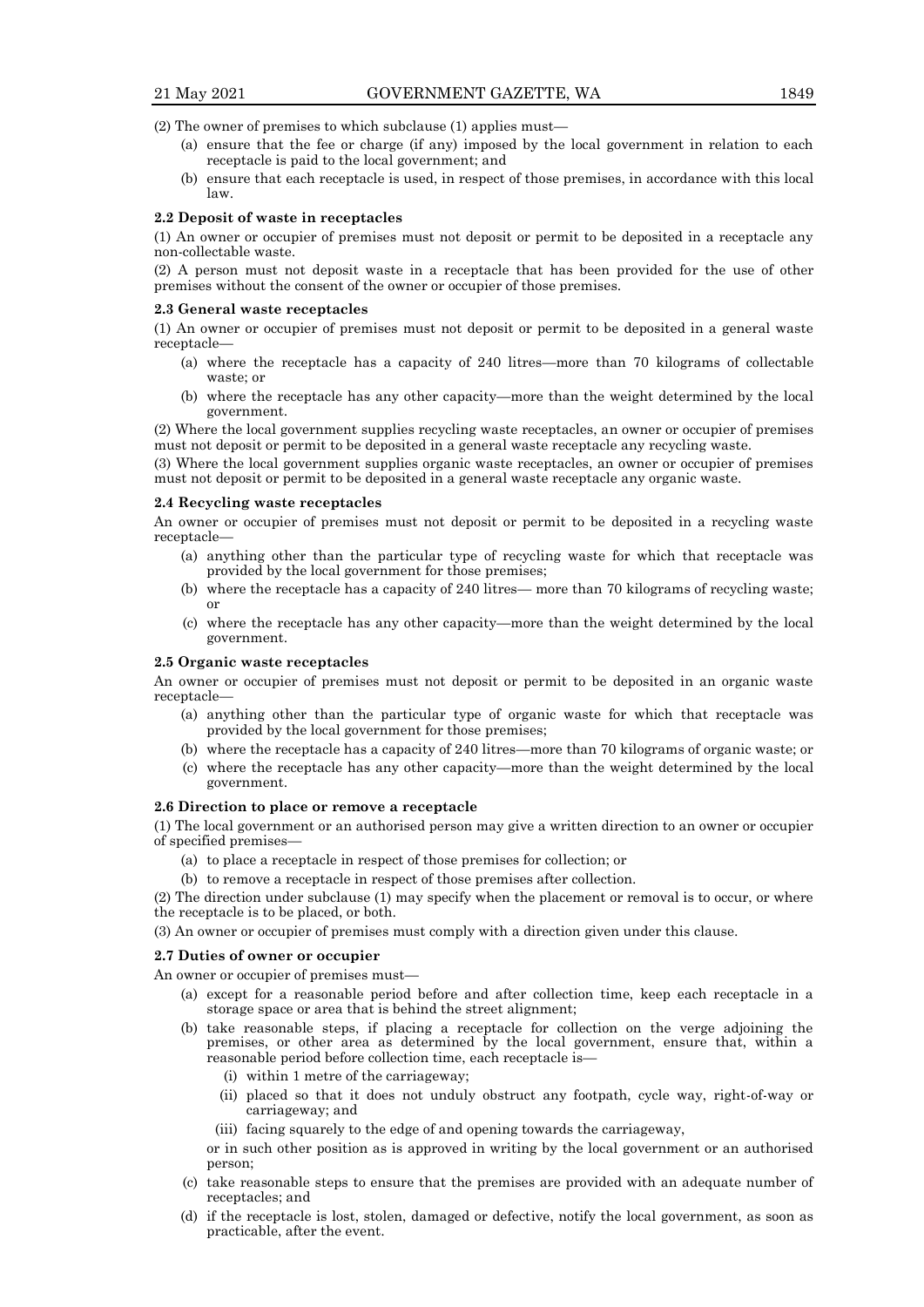(2) The owner of premises to which subclause (1) applies must—

- (a) ensure that the fee or charge (if any) imposed by the local government in relation to each receptacle is paid to the local government; and
- (b) ensure that each receptacle is used, in respect of those premises, in accordance with this local law.

**2.2 Deposit of waste in receptacles**

(1) An owner or occupier of premises must not deposit or permit to be deposited in a receptacle any non-collectable waste.

(2) A person must not deposit waste in a receptacle that has been provided for the use of other premises without the consent of the owner or occupier of those premises.

**2.3 General waste receptacles**

(1) An owner or occupier of premises must not deposit or permit to be deposited in a general waste receptacle—

- (a) where the receptacle has a capacity of 240 litres—more than 70 kilograms of collectable waste; or
- (b) where the receptacle has any other capacity—more than the weight determined by the local government.

(2) Where the local government supplies recycling waste receptacles, an owner or occupier of premises must not deposit or permit to be deposited in a general waste receptacle any recycling waste.

(3) Where the local government supplies organic waste receptacles, an owner or occupier of premises must not deposit or permit to be deposited in a general waste receptacle any organic waste.

**2.4 Recycling waste receptacles**

An owner or occupier of premises must not deposit or permit to be deposited in a recycling waste receptacle—

- (a) anything other than the particular type of recycling waste for which that receptacle was provided by the local government for those premises;
- (b) where the receptacle has a capacity of 240 litres— more than 70 kilograms of recycling waste; or
- (c) where the receptacle has any other capacity—more than the weight determined by the local government.

**2.5 Organic waste receptacles**

An owner or occupier of premises must not deposit or permit to be deposited in an organic waste receptacle—

- (a) anything other than the particular type of organic waste for which that receptacle was provided by the local government for those premises;
- (b) where the receptacle has a capacity of 240 litres—more than 70 kilograms of organic waste; or
- (c) where the receptacle has any other capacity—more than the weight determined by the local government.

**2.6 Direction to place or remove a receptacle**

(1) The local government or an authorised person may give a written direction to an owner or occupier of specified premises—

- (a) to place a receptacle in respect of those premises for collection; or
- (b) to remove a receptacle in respect of those premises after collection.

(2) The direction under subclause (1) may specify when the placement or removal is to occur, or where the receptacle is to be placed, or both.

(3) An owner or occupier of premises must comply with a direction given under this clause.

**2.7 Duties of owner or occupier**

An owner or occupier of premises must—

- (a) except for a reasonable period before and after collection time, keep each receptacle in a storage space or area that is behind the street alignment;
- (b) take reasonable steps, if placing a receptacle for collection on the verge adjoining the premises, or other area as determined by the local government, ensure that, within a reasonable period before collection time, each receptacle is—
  - (i) within 1 metre of the carriageway;
  - (ii) placed so that it does not unduly obstruct any footpath, cycle way, right-of-way or carriageway; and
  - (iii) facing squarely to the edge of and opening towards the carriageway,

  or in such other position as is approved in writing by the local government or an authorised person;
- (c) take reasonable steps to ensure that the premises are provided with an adequate number of receptacles; and
- (d) if the receptacle is lost, stolen, damaged or defective, notify the local government, as soon as practicable, after the event.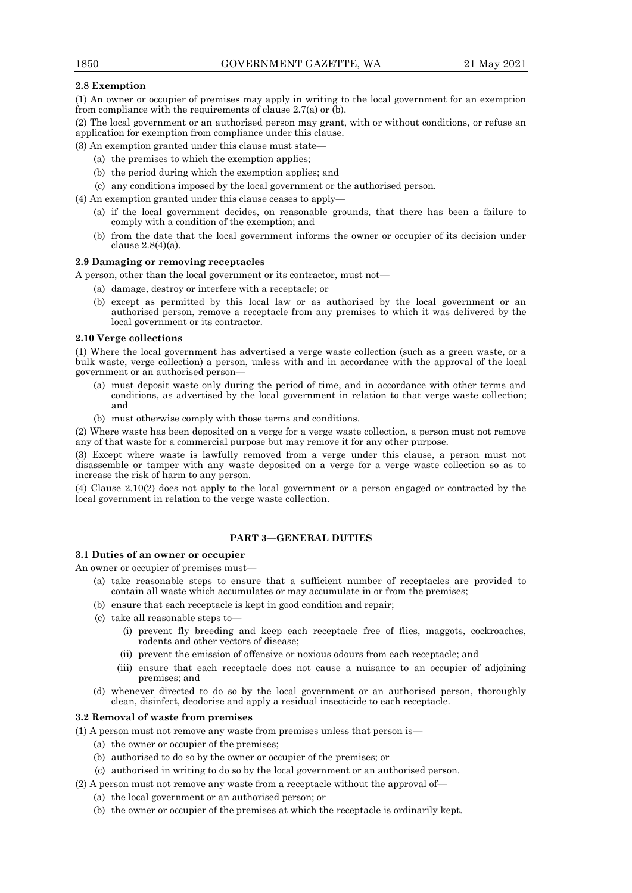### 2.8 Exemption

(1) An owner or occupier of premises may apply in writing to the local government for an exemption from compliance with the requirements of clause 2.7(a) or (b).

(2) The local government or an authorised person may grant, with or without conditions, or refuse an application for exemption from compliance under this clause.

(3) An exemption granted under this clause must state—

- (a) the premises to which the exemption applies;
- (b) the period during which the exemption applies; and
- (c) any conditions imposed by the local government or the authorised person.

(4) An exemption granted under this clause ceases to apply—

- (a) if the local government decides, on reasonable grounds, that there has been a failure to comply with a condition of the exemption; and
- (b) from the date that the local government informs the owner or occupier of its decision under clause 2.8(4)(a).

### 2.9 Damaging or removing receptacles

A person, other than the local government or its contractor, must not—

- (a) damage, destroy or interfere with a receptacle; or
- (b) except as permitted by this local law or as authorised by the local government or an authorised person, remove a receptacle from any premises to which it was delivered by the local government or its contractor.

### 2.10 Verge collections

(1) Where the local government has advertised a verge waste collection (such as a green waste, or a bulk waste, verge collection) a person, unless with and in accordance with the approval of the local government or an authorised person—

- (a) must deposit waste only during the period of time, and in accordance with other terms and conditions, as advertised by the local government in relation to that verge waste collection; and
- (b) must otherwise comply with those terms and conditions.

(2) Where waste has been deposited on a verge for a verge waste collection, a person must not remove any of that waste for a commercial purpose but may remove it for any other purpose.

(3) Except where waste is lawfully removed from a verge under this clause, a person must not disassemble or tamper with any waste deposited on a verge for a verge waste collection so as to increase the risk of harm to any person.

(4) Clause 2.10(2) does not apply to the local government or a person engaged or contracted by the local government in relation to the verge waste collection.

## PART 3—GENERAL DUTIES

### 3.1 Duties of an owner or occupier

An owner or occupier of premises must—

- (a) take reasonable steps to ensure that a sufficient number of receptacles are provided to contain all waste which accumulates or may accumulate in or from the premises;
- (b) ensure that each receptacle is kept in good condition and repair;
- (c) take all reasonable steps to—
  - (i) prevent fly breeding and keep each receptacle free of flies, maggots, cockroaches, rodents and other vectors of disease;
  - (ii) prevent the emission of offensive or noxious odours from each receptacle; and
  - (iii) ensure that each receptacle does not cause a nuisance to an occupier of adjoining premises; and
- (d) whenever directed to do so by the local government or an authorised person, thoroughly clean, disinfect, deodorise and apply a residual insecticide to each receptacle.

### 3.2 Removal of waste from premises

(1) A person must not remove any waste from premises unless that person is—

- (a) the owner or occupier of the premises;
- (b) authorised to do so by the owner or occupier of the premises; or
- (c) authorised in writing to do so by the local government or an authorised person.

(2) A person must not remove any waste from a receptacle without the approval of—

- (a) the local government or an authorised person; or
- (b) the owner or occupier of the premises at which the receptacle is ordinarily kept.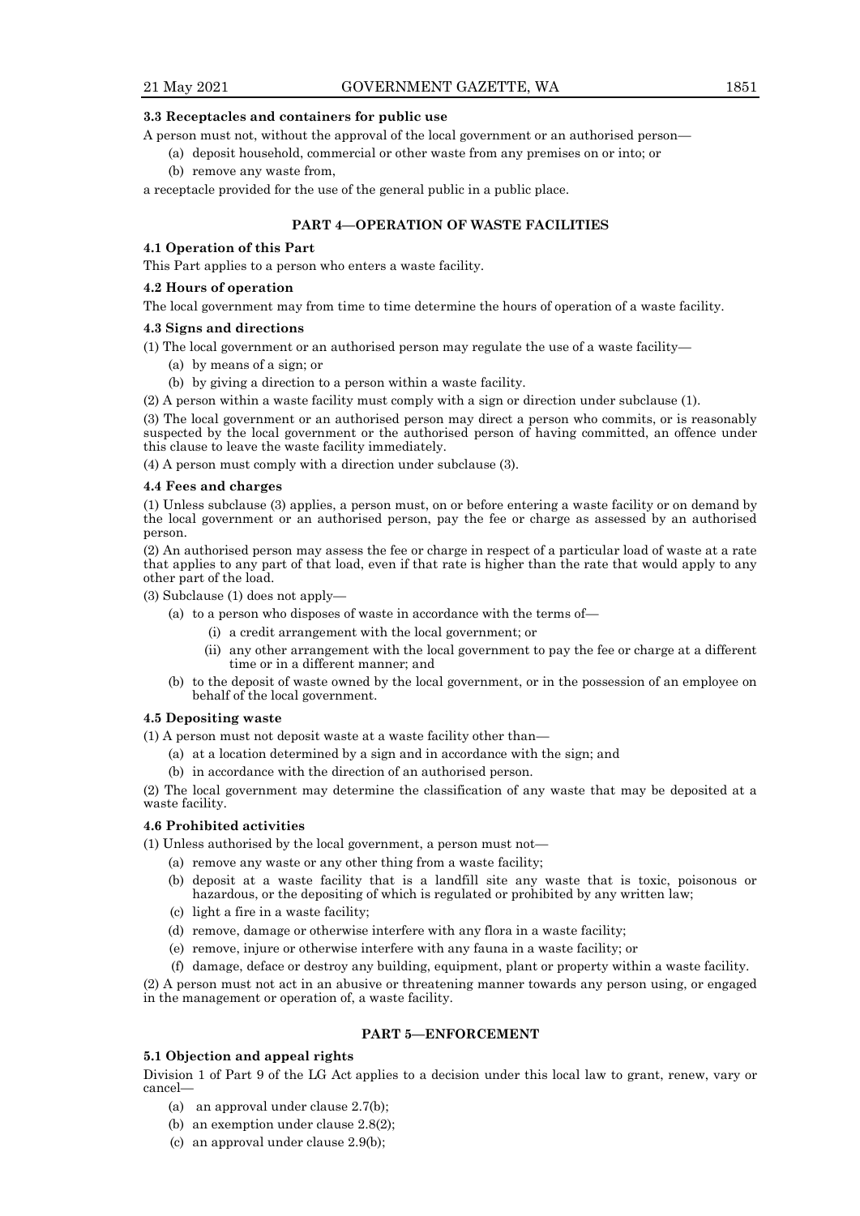**3.3 Receptacles and containers for public use**

A person must not, without the approval of the local government or an authorised person—

(a) deposit household, commercial or other waste from any premises on or into; or

(b) remove any waste from,

a receptacle provided for the use of the general public in a public place.

## PART 4—OPERATION OF WASTE FACILITIES

**4.1 Operation of this Part**

This Part applies to a person who enters a waste facility.

**4.2 Hours of operation**

The local government may from time to time determine the hours of operation of a waste facility.

**4.3 Signs and directions**

(1) The local government or an authorised person may regulate the use of a waste facility—

(a) by means of a sign; or

(b) by giving a direction to a person within a waste facility.

(2) A person within a waste facility must comply with a sign or direction under subclause (1).

(3) The local government or an authorised person may direct a person who commits, or is reasonably suspected by the local government or the authorised person of having committed, an offence under this clause to leave the waste facility immediately.

(4) A person must comply with a direction under subclause (3).

**4.4 Fees and charges**

(1) Unless subclause (3) applies, a person must, on or before entering a waste facility or on demand by the local government or an authorised person, pay the fee or charge as assessed by an authorised person.

(2) An authorised person may assess the fee or charge in respect of a particular load of waste at a rate that applies to any part of that load, even if that rate is higher than the rate that would apply to any other part of the load.

(3) Subclause (1) does not apply—

(a) to a person who disposes of waste in accordance with the terms of—

(i) a credit arrangement with the local government; or

(ii) any other arrangement with the local government to pay the fee or charge at a different time or in a different manner; and

(b) to the deposit of waste owned by the local government, or in the possession of an employee on behalf of the local government.

**4.5 Depositing waste**

(1) A person must not deposit waste at a waste facility other than—

(a) at a location determined by a sign and in accordance with the sign; and

(b) in accordance with the direction of an authorised person.

(2) The local government may determine the classification of any waste that may be deposited at a waste facility.

**4.6 Prohibited activities**

(1) Unless authorised by the local government, a person must not—

(a) remove any waste or any other thing from a waste facility;

(b) deposit at a waste facility that is a landfill site any waste that is toxic, poisonous or hazardous, or the depositing of which is regulated or prohibited by any written law;

(c) light a fire in a waste facility;

(d) remove, damage or otherwise interfere with any flora in a waste facility;

(e) remove, injure or otherwise interfere with any fauna in a waste facility; or

(f) damage, deface or destroy any building, equipment, plant or property within a waste facility.

(2) A person must not act in an abusive or threatening manner towards any person using, or engaged in the management or operation of, a waste facility.

## PART 5—ENFORCEMENT

**5.1 Objection and appeal rights**

Division 1 of Part 9 of the LG Act applies to a decision under this local law to grant, renew, vary or cancel—

(a) an approval under clause 2.7(b);

(b) an exemption under clause 2.8(2);

(c) an approval under clause 2.9(b);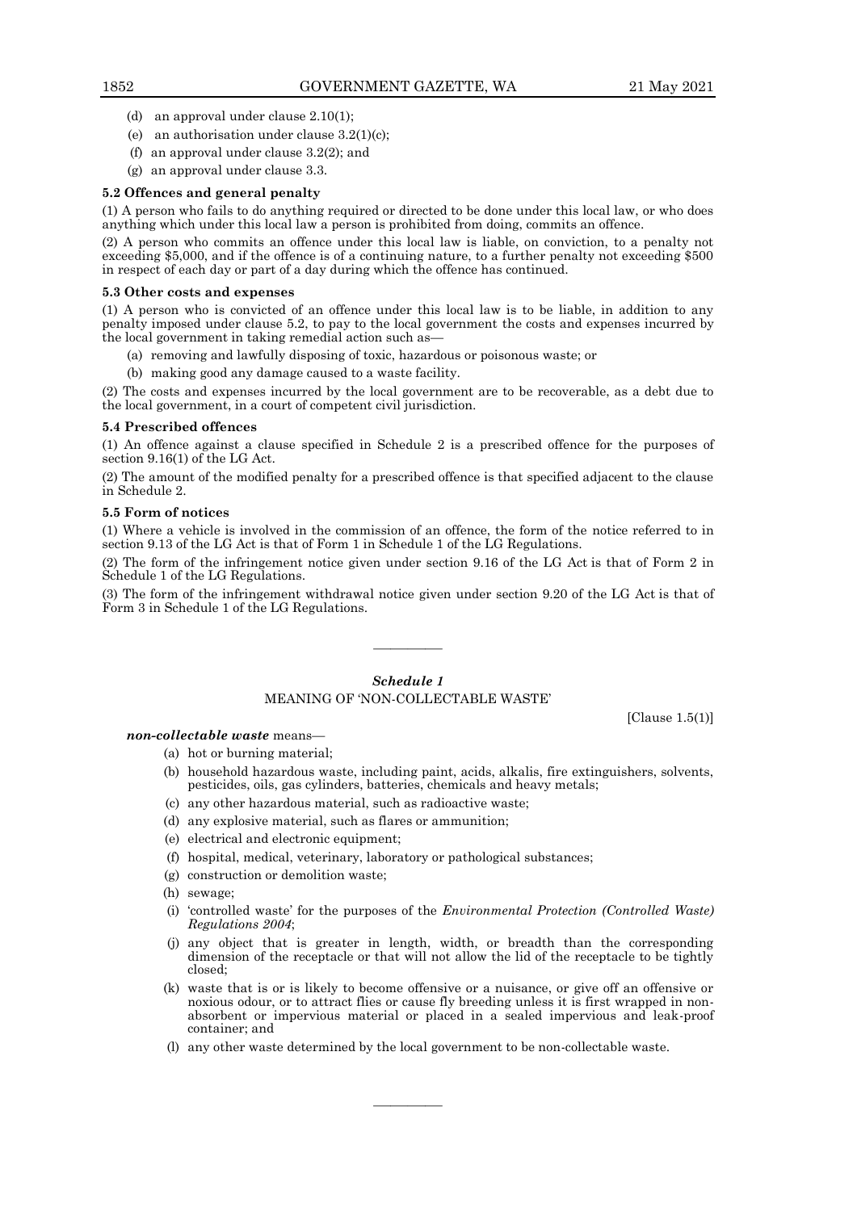(d) an approval under clause 2.10(1);

(e) an authorisation under clause 3.2(1)(c);

(f) an approval under clause 3.2(2); and

(g) an approval under clause 3.3.

**5.2 Offences and general penalty**

(1) A person who fails to do anything required or directed to be done under this local law, or who does anything which under this local law a person is prohibited from doing, commits an offence.

(2) A person who commits an offence under this local law is liable, on conviction, to a penalty not exceeding $5,000, and if the offence is of a continuing nature, to a further penalty not exceeding $500 in respect of each day or part of a day during which the offence has continued.

**5.3 Other costs and expenses**

(1) A person who is convicted of an offence under this local law is to be liable, in addition to any penalty imposed under clause 5.2, to pay to the local government the costs and expenses incurred by the local government in taking remedial action such as—

(a) removing and lawfully disposing of toxic, hazardous or poisonous waste; or

(b) making good any damage caused to a waste facility.

(2) The costs and expenses incurred by the local government are to be recoverable, as a debt due to the local government, in a court of competent civil jurisdiction.

**5.4 Prescribed offences**

(1) An offence against a clause specified in Schedule 2 is a prescribed offence for the purposes of section 9.16(1) of the LG Act.

(2) The amount of the modified penalty for a prescribed offence is that specified adjacent to the clause in Schedule 2.

**5.5 Form of notices**

(1) Where a vehicle is involved in the commission of an offence, the form of the notice referred to in section 9.13 of the LG Act is that of Form 1 in Schedule 1 of the LG Regulations.

(2) The form of the infringement notice given under section 9.16 of the LG Act is that of Form 2 in Schedule 1 of the LG Regulations.

(3) The form of the infringement withdrawal notice given under section 9.20 of the LG Act is that of Form 3 in Schedule 1 of the LG Regulations.

———————

***Schedule 1***

MEANING OF 'NON-COLLECTABLE WASTE'

[Clause 1.5(1)]

***non-collectable waste*** means—

(a) hot or burning material;

(b) household hazardous waste, including paint, acids, alkalis, fire extinguishers, solvents, pesticides, oils, gas cylinders, batteries, chemicals and heavy metals;

(c) any other hazardous material, such as radioactive waste;

(d) any explosive material, such as flares or ammunition;

(e) electrical and electronic equipment;

(f) hospital, medical, veterinary, laboratory or pathological substances;

(g) construction or demolition waste;

(h) sewage;

(i) 'controlled waste' for the purposes of the *Environmental Protection (Controlled Waste) Regulations 2004*;

(j) any object that is greater in length, width, or breadth than the corresponding dimension of the receptacle or that will not allow the lid of the receptacle to be tightly closed;

(k) waste that is or is likely to become offensive or a nuisance, or give off an offensive or noxious odour, or to attract flies or cause fly breeding unless it is first wrapped in non-absorbent or impervious material or placed in a sealed impervious and leak-proof container; and

(l) any other waste determined by the local government to be non-collectable waste.

———————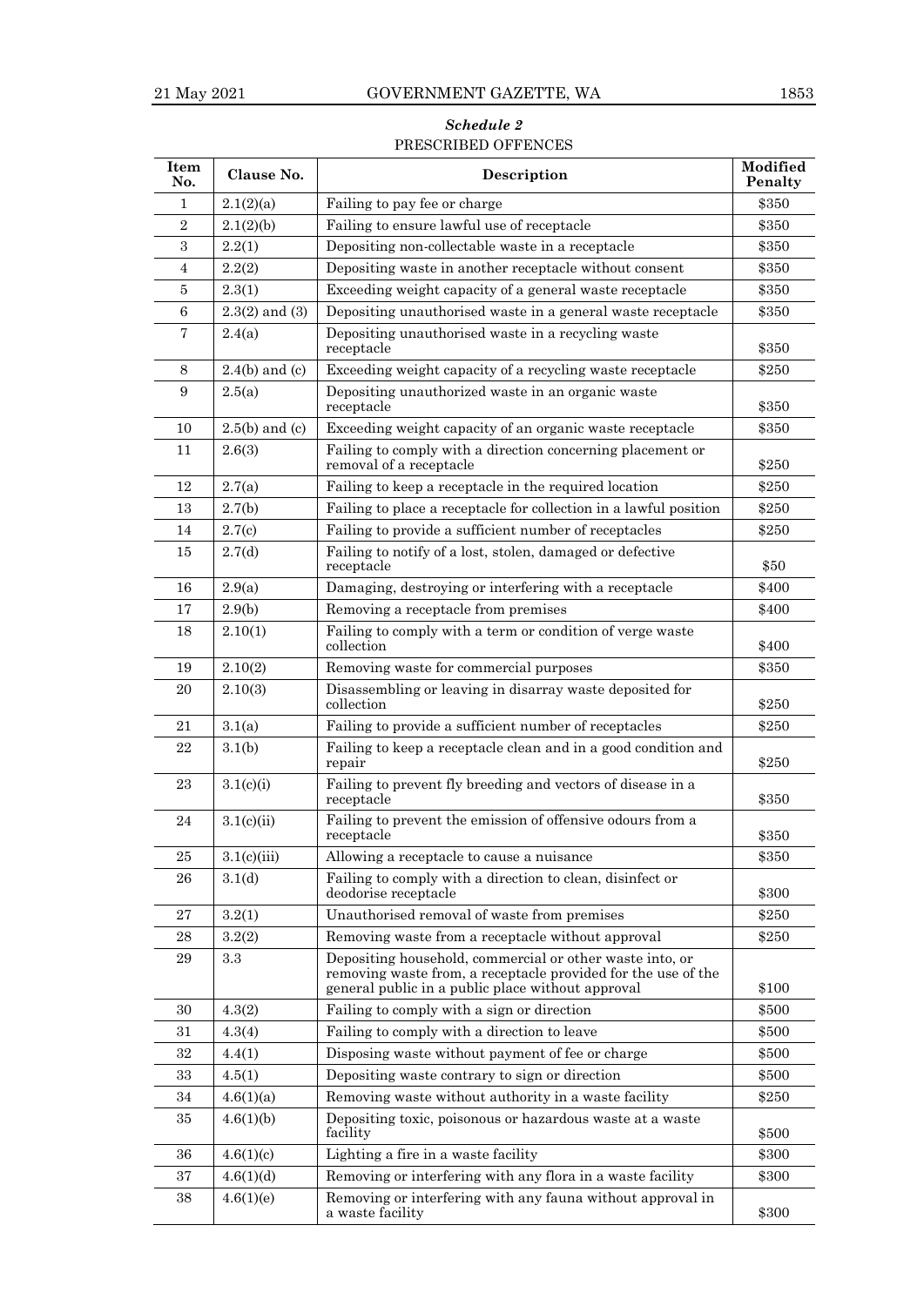### *Schedule 2*

PRESCRIBED OFFENCES

| Item No. | Clause No. | Description | Modified Penalty |
|---|---|---|---|
| 1 | 2.1(2)(a) | Failing to pay fee or charge | $350 |
| 2 | 2.1(2)(b) | Failing to ensure lawful use of receptacle | $350 |
| 3 | 2.2(1) | Depositing non-collectable waste in a receptacle | $350 |
| 4 | 2.2(2) | Depositing waste in another receptacle without consent | $350 |
| 5 | 2.3(1) | Exceeding weight capacity of a general waste receptacle | $350 |
| 6 | 2.3(2) and (3) | Depositing unauthorised waste in a general waste receptacle | $350 |
| 7 | 2.4(a) | Depositing unauthorised waste in a recycling waste receptacle | $350 |
| 8 | 2.4(b) and (c) | Exceeding weight capacity of a recycling waste receptacle | $250 |
| 9 | 2.5(a) | Depositing unauthorized waste in an organic waste receptacle | $350 |
| 10 | 2.5(b) and (c) | Exceeding weight capacity of an organic waste receptacle | $350 |
| 11 | 2.6(3) | Failing to comply with a direction concerning placement or removal of a receptacle | $250 |
| 12 | 2.7(a) | Failing to keep a receptacle in the required location | $250 |
| 13 | 2.7(b) | Failing to place a receptacle for collection in a lawful position | $250 |
| 14 | 2.7(c) | Failing to provide a sufficient number of receptacles | $250 |
| 15 | 2.7(d) | Failing to notify of a lost, stolen, damaged or defective receptacle | $50 |
| 16 | 2.9(a) | Damaging, destroying or interfering with a receptacle | $400 |
| 17 | 2.9(b) | Removing a receptacle from premises | $400 |
| 18 | 2.10(1) | Failing to comply with a term or condition of verge waste collection | $400 |
| 19 | 2.10(2) | Removing waste for commercial purposes | $350 |
| 20 | 2.10(3) | Disassembling or leaving in disarray waste deposited for collection | $250 |
| 21 | 3.1(a) | Failing to provide a sufficient number of receptacles | $250 |
| 22 | 3.1(b) | Failing to keep a receptacle clean and in a good condition and repair | $250 |
| 23 | 3.1(c)(i) | Failing to prevent fly breeding and vectors of disease in a receptacle | $350 |
| 24 | 3.1(c)(ii) | Failing to prevent the emission of offensive odours from a receptacle | $350 |
| 25 | 3.1(c)(iii) | Allowing a receptacle to cause a nuisance | $350 |
| 26 | 3.1(d) | Failing to comply with a direction to clean, disinfect or deodorise receptacle | $300 |
| 27 | 3.2(1) | Unauthorised removal of waste from premises | $250 |
| 28 | 3.2(2) | Removing waste from a receptacle without approval | $250 |
| 29 | 3.3 | Depositing household, commercial or other waste into, or removing waste from, a receptacle provided for the use of the general public in a public place without approval | $100 |
| 30 | 4.3(2) | Failing to comply with a sign or direction | $500 |
| 31 | 4.3(4) | Failing to comply with a direction to leave | $500 |
| 32 | 4.4(1) | Disposing waste without payment of fee or charge | $500 |
| 33 | 4.5(1) | Depositing waste contrary to sign or direction | $500 |
| 34 | 4.6(1)(a) | Removing waste without authority in a waste facility | $250 |
| 35 | 4.6(1)(b) | Depositing toxic, poisonous or hazardous waste at a waste facility | $500 |
| 36 | 4.6(1)(c) | Lighting a fire in a waste facility | $300 |
| 37 | 4.6(1)(d) | Removing or interfering with any flora in a waste facility | $300 |
| 38 | 4.6(1)(e) | Removing or interfering with any fauna without approval in a waste facility | $300 |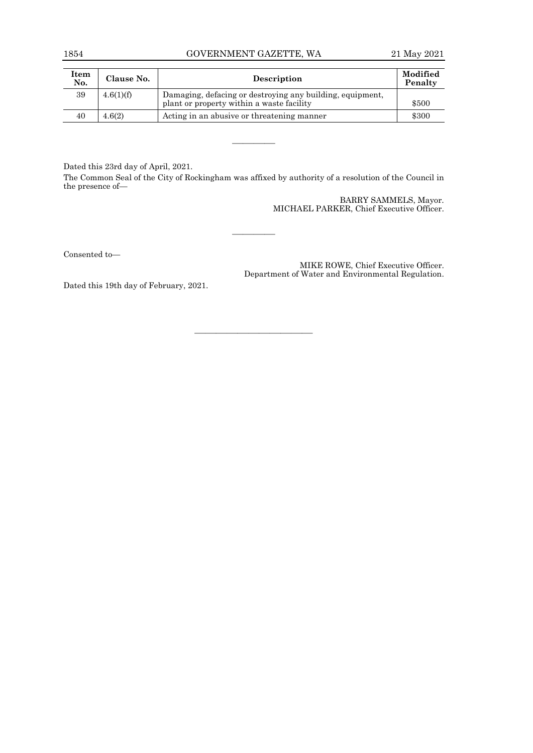| Item No. | Clause No. | Description | Modified Penalty |
|---|---|---|---|
| 39 | 4.6(1)(f) | Damaging, defacing or destroying any building, equipment, plant or property within a waste facility | $500 |
| 40 | 4.6(2) | Acting in an abusive or threatening manner | $300 |

———————

Dated this 23rd day of April, 2021.

The Common Seal of the City of Rockingham was affixed by authority of a resolution of the Council in the presence of—

BARRY SAMMELS, Mayor.
MICHAEL PARKER, Chief Executive Officer.

———————

Consented to—

MIKE ROWE, Chief Executive Officer.
Department of Water and Environmental Regulation.

Dated this 19th day of February, 2021.

———————————